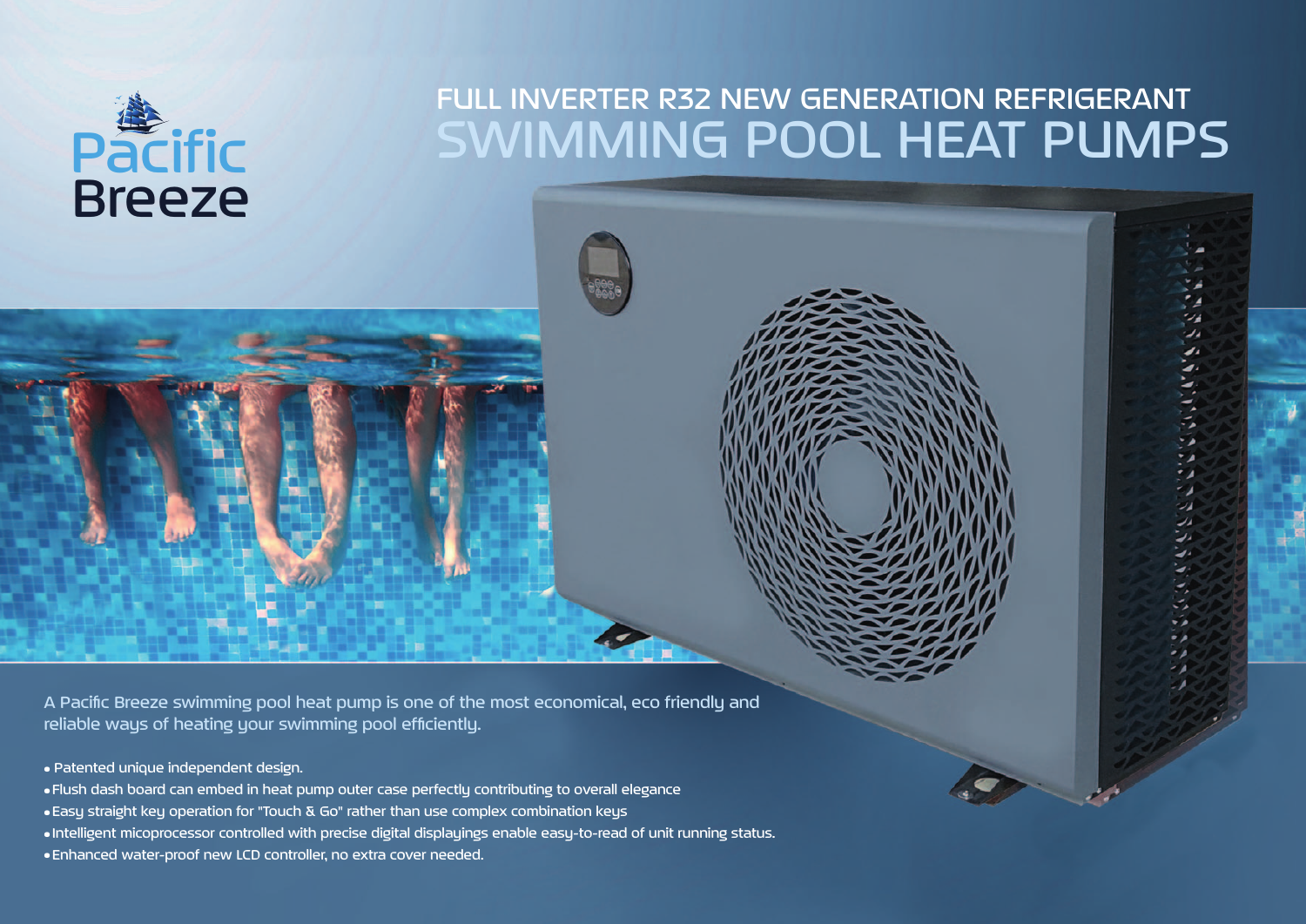Pacific Breeze

# FULL INVERTER R32 NEW GENERATION REFRIGERANT SWIMMING POOL HEAT PUMPS

A Pacific Breeze swimming pool heat pump is one of the most economical, eco friendly and reliable ways of heating your swimming pool efficiently.

- Patented unique independent design.
- Flush dash board can embed in heat pump outer case perfectly contributing to overall elegance
- Easy straight key operation for "Touch & Go" rather than use complex combination keys
- Intelligent micoprocessor controlled with precise digital displayings enable easy-to-read of unit running status.
- Enhanced water-proof new LCD controller, no extra cover needed.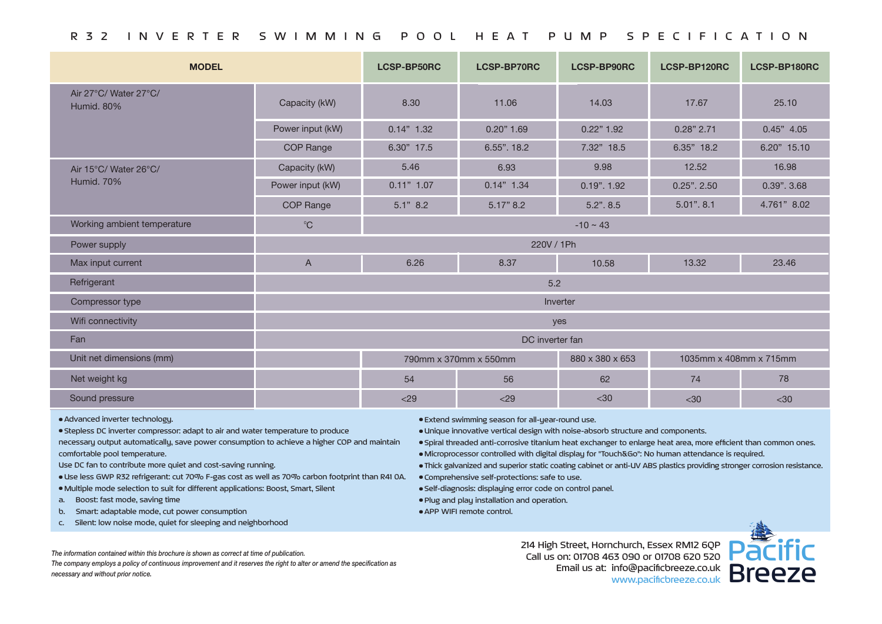# R32 INVERTER SWIMMING POOL HEAT PUMP SPECIFICATION

| MODEL | | LCSP-BP50RC | LCSP-BP70RC | LCSP-BP90RC | LCSP-BP120RC | LCSP-BP180RC |
|---|---|---|---|---|---|---|
| Air 27°C/ Water 27°C/ Humid. 80% | Capacity (kW) | 8.30 | 11.06 | 14.03 | 17.67 | 25.10 |
| | Power input (kW) | 0.14" 1.32 | 0.20" 1.69 | 0.22" 1.92 | 0.28" 2.71 | 0.45" 4.05 |
| | COP Range | 6.30" 17.5 | 6.55". 18.2 | 7.32" 18.5 | 6.35" 18.2 | 6.20" 15.10 |
| Air 15°C/ Water 26°C/ Humid. 70% | Capacity (kW) | 5.46 | 6.93 | 9.98 | 12.52 | 16.98 |
| | Power input (kW) | 0.11" 1.07 | 0.14" 1.34 | 0.19". 1.92 | 0.25". 2.50 | 0.39". 3.68 |
| | COP Range | 5.1" 8.2 | 5.17" 8.2 | 5.2". 8.5 | 5.01". 8.1 | 4.761" 8.02 |
| Working ambient temperature | °C | -10 ~ 43 | | | | |
| Power supply | 220V / 1Ph | | | | | |
| Max input current | A | 6.26 | 8.37 | 10.58 | 13.32 | 23.46 |
| Refrigerant | 5.2 | | | | | |
| Compressor type | Inverter | | | | | |
| Wifi connectivity | yes | | | | | |
| Fan | DC inverter fan | | | | | |
| Unit net dimensions (mm) | | 790mm x 370mm x 550mm | | 880 x 380 x 653 | 1035mm x 408mm x 715mm | |
| Net weight kg | | 54 | 56 | 62 | 74 | 78 |
| Sound pressure | | <29 | <29 | <30 | <30 | <30 |

- Advanced inverter technology.
- Stepless DC inverter compressor: adapt to air and water temperature to produce necessary output automatically, save power consumption to achieve a higher COP and maintain comfortable pool temperature.

Use DC fan to contribute more quiet and cost-saving running.

- Use less GWP R32 refrigerant: cut 70% F-gas cost as well as 70% carbon footprint than R41 0A.
- Multiple mode selection to suit for different applications: Boost, Smart, Silent

a. Boost: fast mode, saving time

b. Smart: adaptable mode, cut power consumption

c. Silent: low noise mode, quiet for sleeping and neighborhood

- Extend swimming season for all-year-round use.
- Unique innovative vertical design with noise-absorb structure and components.
- Spiral threaded anti-corrosive titanium heat exchanger to enlarge heat area, more efficient than common ones.
- Microprocessor controlled with digital display for "Touch&Go": No human attendance is required.
- Thick galvanized and superior static coating cabinet or anti-UV ABS plastics providing stronger corrosion resistance.
- Comprehensive self-protections: safe to use.
- Self-diagnosis: displaying error code on control panel.
- Plug and play installation and operation.
- APP WIFI remote control.

*The information contained within this brochure is shown as correct at time of publication.*
*The company employs a policy of continuous improvement and it reserves the right to alter or amend the specification as necessary and without prior notice.*

214 High Street, Hornchurch, Essex RM12 6QP
Call us on: 01708 463 090 or 01708 620 520
Email us at: info@pacificbreeze.co.uk
www.pacificbreeze.co.uk

Pacific Breeze